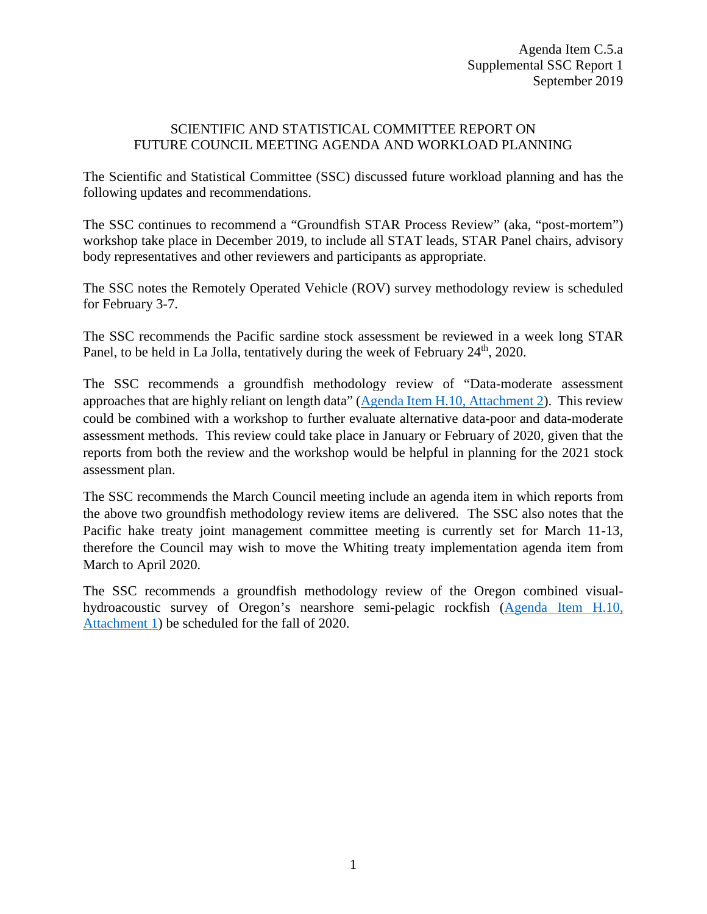Agenda Item C.5.a
Supplemental SSC Report 1
September 2019

# SCIENTIFIC AND STATISTICAL COMMITTEE REPORT ON FUTURE COUNCIL MEETING AGENDA AND WORKLOAD PLANNING

The Scientific and Statistical Committee (SSC) discussed future workload planning and has the following updates and recommendations.

The SSC continues to recommend a "Groundfish STAR Process Review" (aka, "post-mortem") workshop take place in December 2019, to include all STAT leads, STAR Panel chairs, advisory body representatives and other reviewers and participants as appropriate.

The SSC notes the Remotely Operated Vehicle (ROV) survey methodology review is scheduled for February 3-7.

The SSC recommends the Pacific sardine stock assessment be reviewed in a week long STAR Panel, to be held in La Jolla, tentatively during the week of February 24th, 2020.

The SSC recommends a groundfish methodology review of "Data-moderate assessment approaches that are highly reliant on length data" (Agenda Item H.10, Attachment 2). This review could be combined with a workshop to further evaluate alternative data-poor and data-moderate assessment methods. This review could take place in January or February of 2020, given that the reports from both the review and the workshop would be helpful in planning for the 2021 stock assessment plan.

The SSC recommends the March Council meeting include an agenda item in which reports from the above two groundfish methodology review items are delivered. The SSC also notes that the Pacific hake treaty joint management committee meeting is currently set for March 11-13, therefore the Council may wish to move the Whiting treaty implementation agenda item from March to April 2020.

The SSC recommends a groundfish methodology review of the Oregon combined visual-hydroacoustic survey of Oregon's nearshore semi-pelagic rockfish (Agenda Item H.10, Attachment 1) be scheduled for the fall of 2020.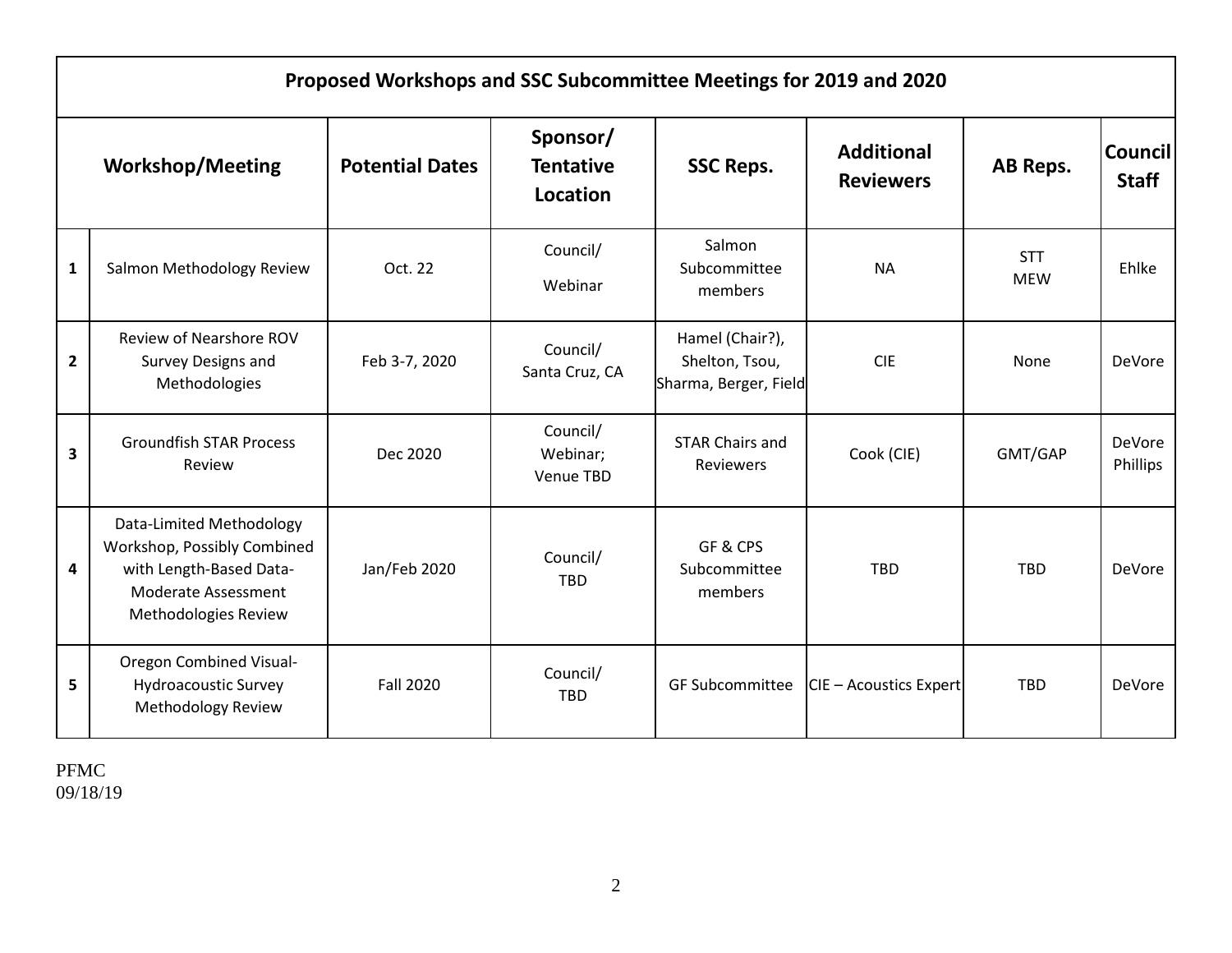| Proposed Workshops and SSC Subcommittee Meetings for 2019 and 2020 | | | | | | | |
|---|---|---|---|---|---|---|---|
| Workshop/Meeting | | Potential Dates | Sponsor/ Tentative Location | SSC Reps. | Additional Reviewers | AB Reps. | Council Staff |
| 1 | Salmon Methodology Review | Oct. 22 | Council/ Webinar | Salmon Subcommittee members | NA | STT MEW | Ehlke |
| 2 | Review of Nearshore ROV Survey Designs and Methodologies | Feb 3-7, 2020 | Council/ Santa Cruz, CA | Hamel (Chair?), Shelton, Tsou, Sharma, Berger, Field | CIE | None | DeVore |
| 3 | Groundfish STAR Process Review | Dec 2020 | Council/ Webinar; Venue TBD | STAR Chairs and Reviewers | Cook (CIE) | GMT/GAP | DeVore Phillips |
| 4 | Data-Limited Methodology Workshop, Possibly Combined with Length-Based Data-Moderate Assessment Methodologies Review | Jan/Feb 2020 | Council/ TBD | GF & CPS Subcommittee members | TBD | TBD | DeVore |
| 5 | Oregon Combined Visual-Hydroacoustic Survey Methodology Review | Fall 2020 | Council/ TBD | GF Subcommittee | CIE – Acoustics Expert | TBD | DeVore |

PFMC
09/18/19